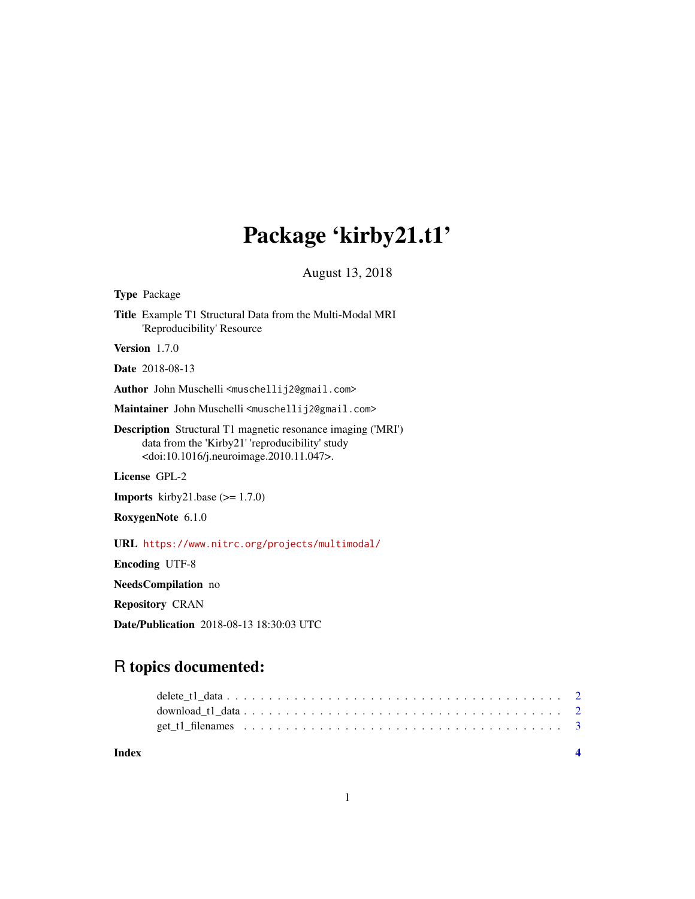# Package 'kirby21.t1'

August 13, 2018

**Type** Package

**Title** Example T1 Structural Data from the Multi-Modal MRI 'Reproducibility' Resource

**Version** 1.7.0

**Date** 2018-08-13

**Author** John Muschelli <muschellij2@gmail.com>

**Maintainer** John Muschelli <muschellij2@gmail.com>

**Description** Structural T1 magnetic resonance imaging ('MRI') data from the 'Kirby21' 'reproducibility' study <doi:10.1016/j.neuroimage.2010.11.047>.

**License** GPL-2

**Imports** kirby21.base (>= 1.7.0)

**RoxygenNote** 6.1.0

**URL** https://www.nitrc.org/projects/multimodal/

**Encoding** UTF-8

**NeedsCompilation** no

**Repository** CRAN

**Date/Publication** 2018-08-13 18:30:03 UTC

## R topics documented:

delete_t1_data . . . . . . . . . . . . . . . . . . . . . . . . . . . . . . . . . . . . . . . 2
download_t1_data . . . . . . . . . . . . . . . . . . . . . . . . . . . . . . . . . . . . . 2
get_t1_filenames . . . . . . . . . . . . . . . . . . . . . . . . . . . . . . . . . . . . . . 3

**Index** **4**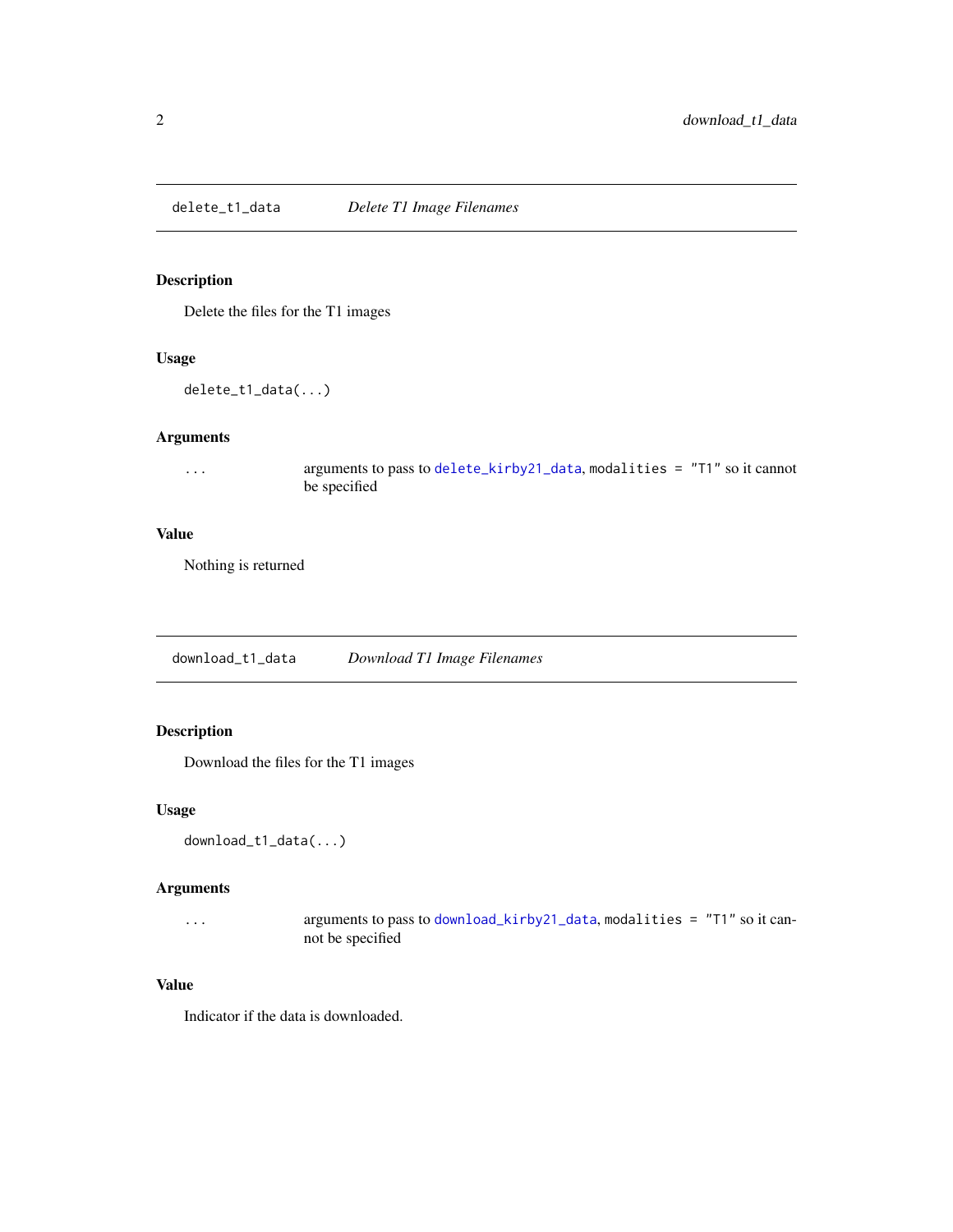## delete_t1_data — *Delete T1 Image Filenames*

### Description

Delete the files for the T1 images

### Usage

```
delete_t1_data(...)
```

### Arguments

| | |
|---|---|
| ... | arguments to pass to `delete_kirby21_data`, `modalities = "T1"` so it cannot be specified |

### Value

Nothing is returned

## download_t1_data — *Download T1 Image Filenames*

### Description

Download the files for the T1 images

### Usage

```
download_t1_data(...)
```

### Arguments

| | |
|---|---|
| ... | arguments to pass to `download_kirby21_data`, `modalities = "T1"` so it cannot be specified |

### Value

Indicator if the data is downloaded.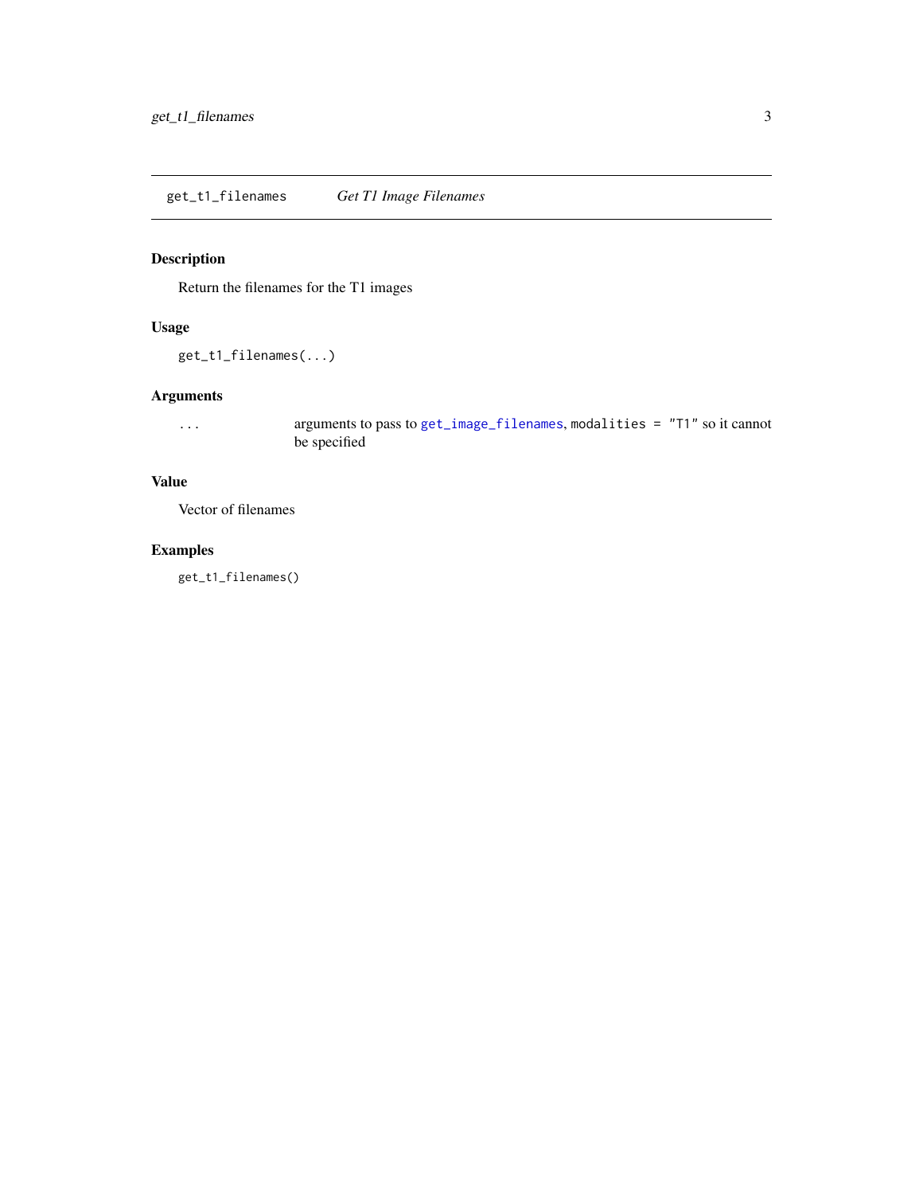# get_t1_filenames *Get T1 Image Filenames*

## Description

Return the filenames for the T1 images

## Usage

```
get_t1_filenames(...)
```

## Arguments

| | |
|---|---|
| ... | arguments to pass to `get_image_filenames`, `modalities = "T1"` so it cannot be specified |

## Value

Vector of filenames

## Examples

```
get_t1_filenames()
```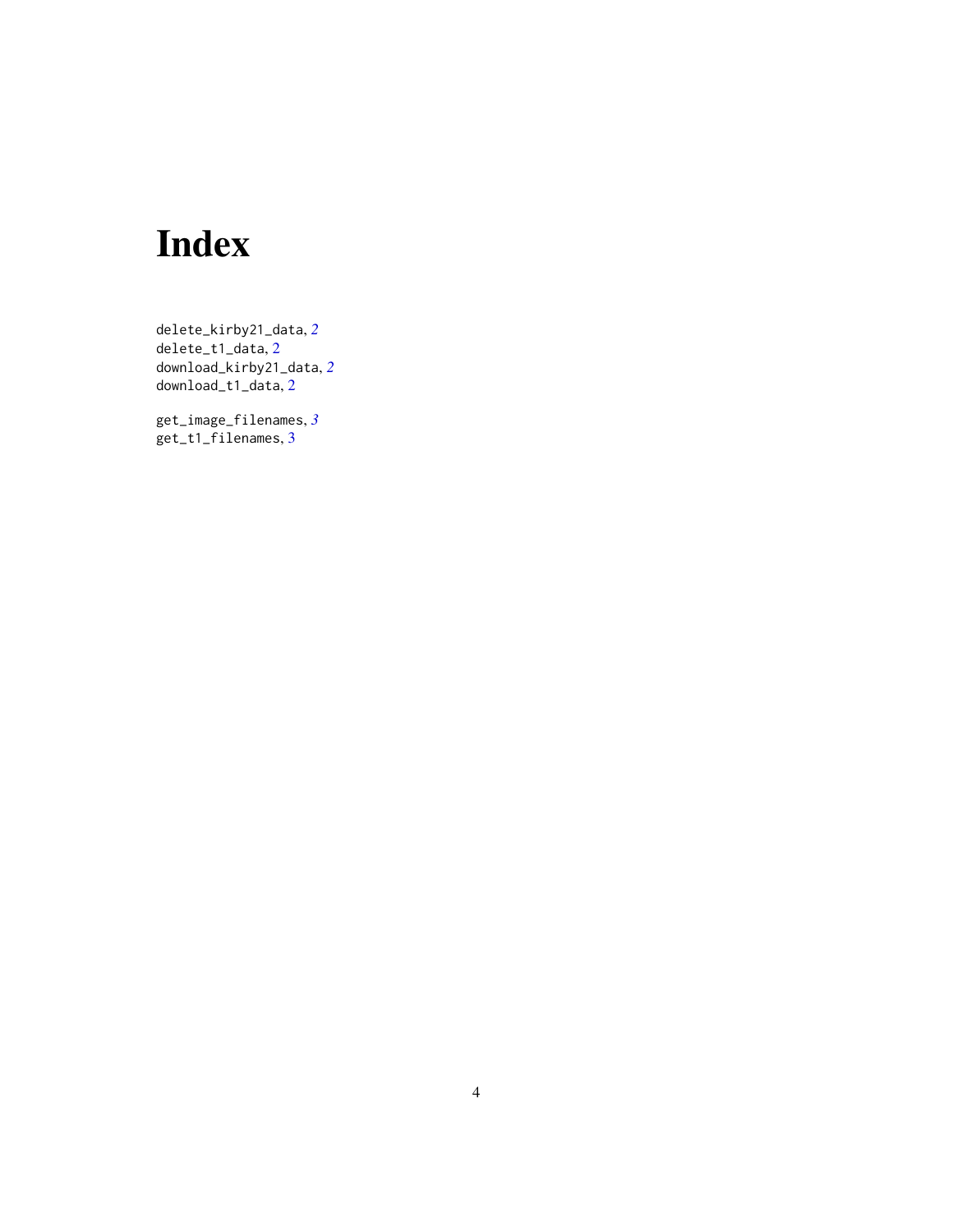# Index

delete_kirby21_data, *2*
delete_t1_data, 2
download_kirby21_data, *2*
download_t1_data, 2

get_image_filenames, *3*
get_t1_filenames, 3